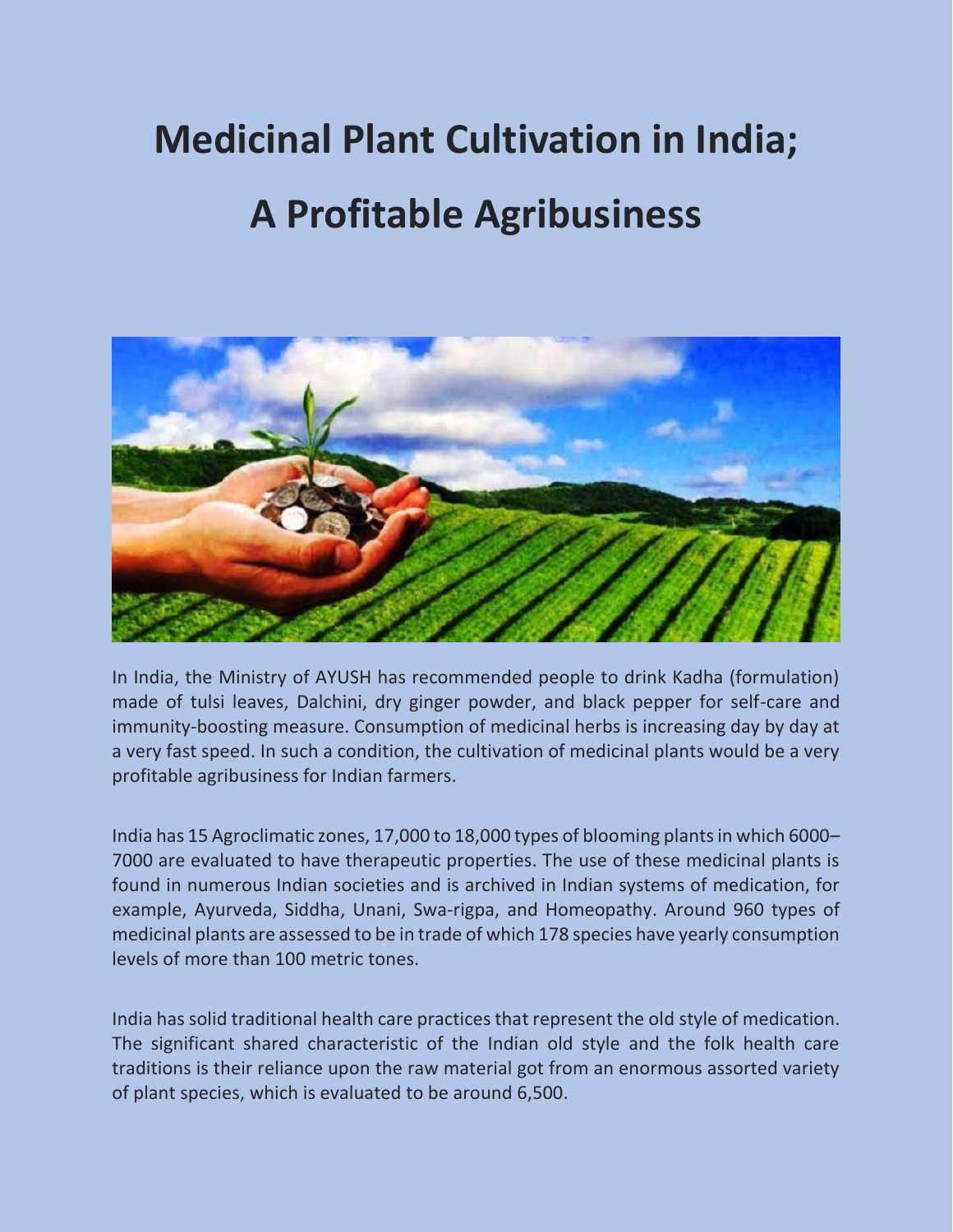# Medicinal Plant Cultivation in India; A Profitable Agribusiness

In India, the Ministry of AYUSH has recommended people to drink Kadha (formulation) made of tulsi leaves, Dalchini, dry ginger powder, and black pepper for self-care and immunity-boosting measure. Consumption of medicinal herbs is increasing day by day at a very fast speed. In such a condition, the cultivation of medicinal plants would be a very profitable agribusiness for Indian farmers.

India has 15 Agroclimatic zones, 17,000 to 18,000 types of blooming plants in which 6000–7000 are evaluated to have therapeutic properties. The use of these medicinal plants is found in numerous Indian societies and is archived in Indian systems of medication, for example, Ayurveda, Siddha, Unani, Swa-rigpa, and Homeopathy. Around 960 types of medicinal plants are assessed to be in trade of which 178 species have yearly consumption levels of more than 100 metric tones.

India has solid traditional health care practices that represent the old style of medication. The significant shared characteristic of the Indian old style and the folk health care traditions is their reliance upon the raw material got from an enormous assorted variety of plant species, which is evaluated to be around 6,500.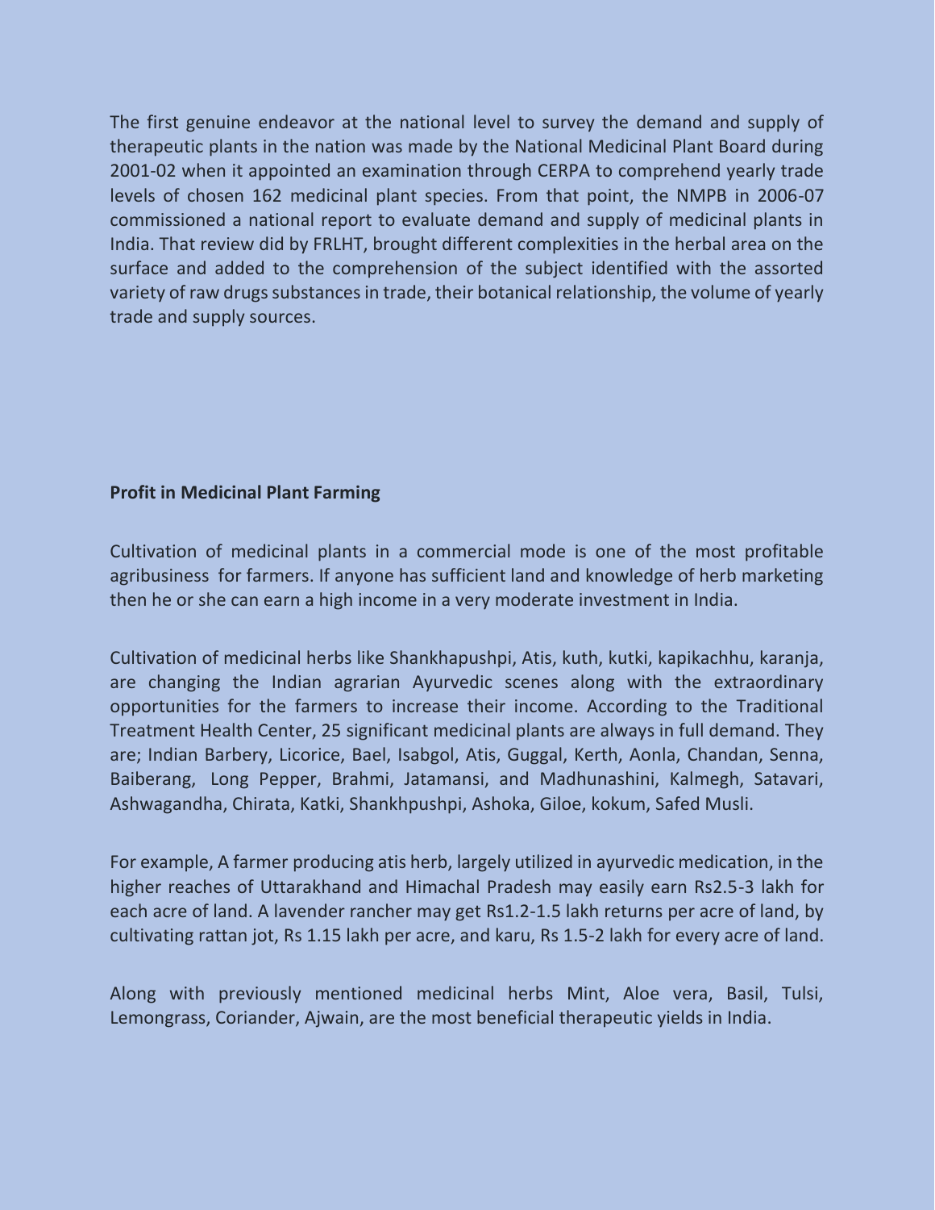The first genuine endeavor at the national level to survey the demand and supply of therapeutic plants in the nation was made by the National Medicinal Plant Board during 2001-02 when it appointed an examination through CERPA to comprehend yearly trade levels of chosen 162 medicinal plant species. From that point, the NMPB in 2006-07 commissioned a national report to evaluate demand and supply of medicinal plants in India. That review did by FRLHT, brought different complexities in the herbal area on the surface and added to the comprehension of the subject identified with the assorted variety of raw drugs substances in trade, their botanical relationship, the volume of yearly trade and supply sources.

**Profit in Medicinal Plant Farming**

Cultivation of medicinal plants in a commercial mode is one of the most profitable agribusiness for farmers. If anyone has sufficient land and knowledge of herb marketing then he or she can earn a high income in a very moderate investment in India.

Cultivation of medicinal herbs like Shankhapushpi, Atis, kuth, kutki, kapikachhu, karanja, are changing the Indian agrarian Ayurvedic scenes along with the extraordinary opportunities for the farmers to increase their income. According to the Traditional Treatment Health Center, 25 significant medicinal plants are always in full demand. They are; Indian Barbery, Licorice, Bael, Isabgol, Atis, Guggal, Kerth, Aonla, Chandan, Senna, Baiberang, Long Pepper, Brahmi, Jatamansi, and Madhunashini, Kalmegh, Satavari, Ashwagandha, Chirata, Katki, Shankhpushpi, Ashoka, Giloe, kokum, Safed Musli.

For example, A farmer producing atis herb, largely utilized in ayurvedic medication, in the higher reaches of Uttarakhand and Himachal Pradesh may easily earn Rs2.5-3 lakh for each acre of land. A lavender rancher may get Rs1.2-1.5 lakh returns per acre of land, by cultivating rattan jot, Rs 1.15 lakh per acre, and karu, Rs 1.5-2 lakh for every acre of land.

Along with previously mentioned medicinal herbs Mint, Aloe vera, Basil, Tulsi, Lemongrass, Coriander, Ajwain, are the most beneficial therapeutic yields in India.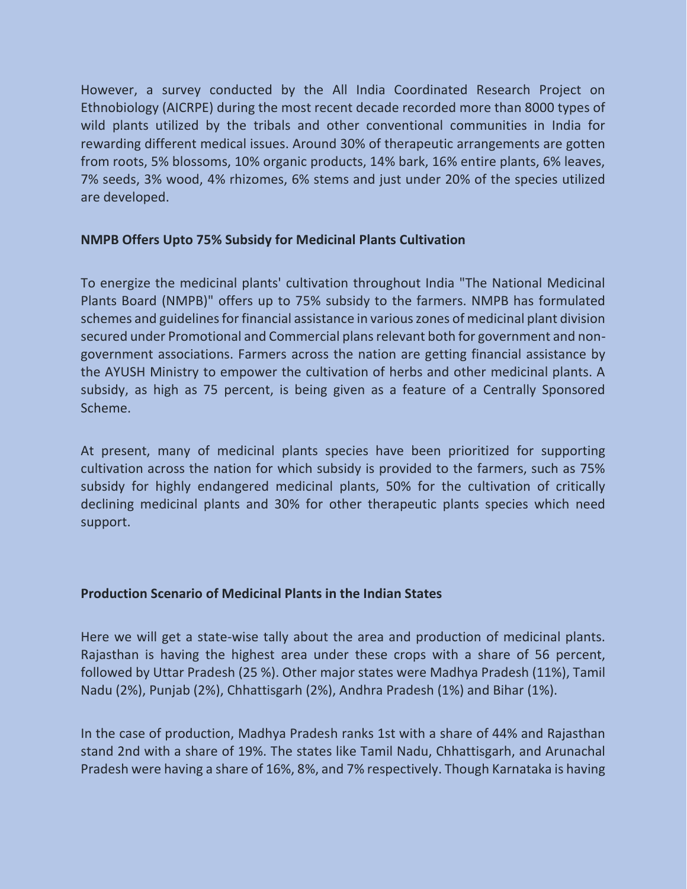However, a survey conducted by the All India Coordinated Research Project on Ethnobiology (AICRPE) during the most recent decade recorded more than 8000 types of wild plants utilized by the tribals and other conventional communities in India for rewarding different medical issues. Around 30% of therapeutic arrangements are gotten from roots, 5% blossoms, 10% organic products, 14% bark, 16% entire plants, 6% leaves, 7% seeds, 3% wood, 4% rhizomes, 6% stems and just under 20% of the species utilized are developed.

**NMPB Offers Upto 75% Subsidy for Medicinal Plants Cultivation**

To energize the medicinal plants' cultivation throughout India "The National Medicinal Plants Board (NMPB)" offers up to 75% subsidy to the farmers. NMPB has formulated schemes and guidelines for financial assistance in various zones of medicinal plant division secured under Promotional and Commercial plans relevant both for government and non-government associations. Farmers across the nation are getting financial assistance by the AYUSH Ministry to empower the cultivation of herbs and other medicinal plants. A subsidy, as high as 75 percent, is being given as a feature of a Centrally Sponsored Scheme.

At present, many of medicinal plants species have been prioritized for supporting cultivation across the nation for which subsidy is provided to the farmers, such as 75% subsidy for highly endangered medicinal plants, 50% for the cultivation of critically declining medicinal plants and 30% for other therapeutic plants species which need support.

**Production Scenario of Medicinal Plants in the Indian States**

Here we will get a state-wise tally about the area and production of medicinal plants. Rajasthan is having the highest area under these crops with a share of 56 percent, followed by Uttar Pradesh (25 %). Other major states were Madhya Pradesh (11%), Tamil Nadu (2%), Punjab (2%), Chhattisgarh (2%), Andhra Pradesh (1%) and Bihar (1%).

In the case of production, Madhya Pradesh ranks 1st with a share of 44% and Rajasthan stand 2nd with a share of 19%. The states like Tamil Nadu, Chhattisgarh, and Arunachal Pradesh were having a share of 16%, 8%, and 7% respectively. Though Karnataka is having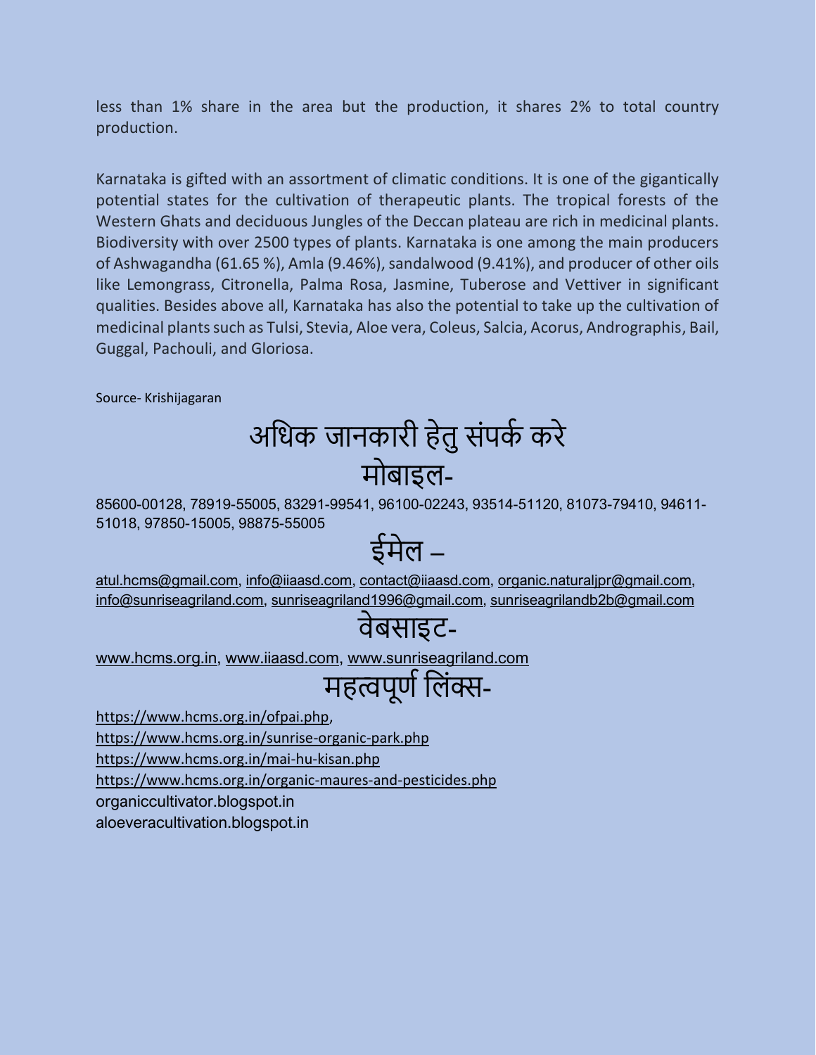less than 1% share in the area but the production, it shares 2% to total country production.

Karnataka is gifted with an assortment of climatic conditions. It is one of the gigantically potential states for the cultivation of therapeutic plants. The tropical forests of the Western Ghats and deciduous Jungles of the Deccan plateau are rich in medicinal plants. Biodiversity with over 2500 types of plants. Karnataka is one among the main producers of Ashwagandha (61.65 %), Amla (9.46%), sandalwood (9.41%), and producer of other oils like Lemongrass, Citronella, Palma Rosa, Jasmine, Tuberose and Vettiver in significant qualities. Besides above all, Karnataka has also the potential to take up the cultivation of medicinal plants such as Tulsi, Stevia, Aloe vera, Coleus, Salcia, Acorus, Andrographis, Bail, Guggal, Pachouli, and Gloriosa.

Source- Krishijagaran

# अधिक जानकारी हेतु संपर्क करे

# मोबाइल-

85600-00128, 78919-55005, 83291-99541, 96100-02243, 93514-51120, 81073-79410, 94611-51018, 97850-15005, 98875-55005

# ईमेल –

atul.hcms@gmail.com, info@iiaasd.com, contact@iiaasd.com, organic.naturaljpr@gmail.com, info@sunriseagriland.com, sunriseagriland1996@gmail.com, sunriseagrilandb2b@gmail.com

# वेबसाइट-

www.hcms.org.in, www.iiaasd.com, www.sunriseagriland.com

# महत्वपूर्ण लिंक्स-

https://www.hcms.org.in/ofpai.php,
https://www.hcms.org.in/sunrise-organic-park.php
https://www.hcms.org.in/mai-hu-kisan.php
https://www.hcms.org.in/organic-maures-and-pesticides.php
organiccultivator.blogspot.in
aloeveracultivation.blogspot.in